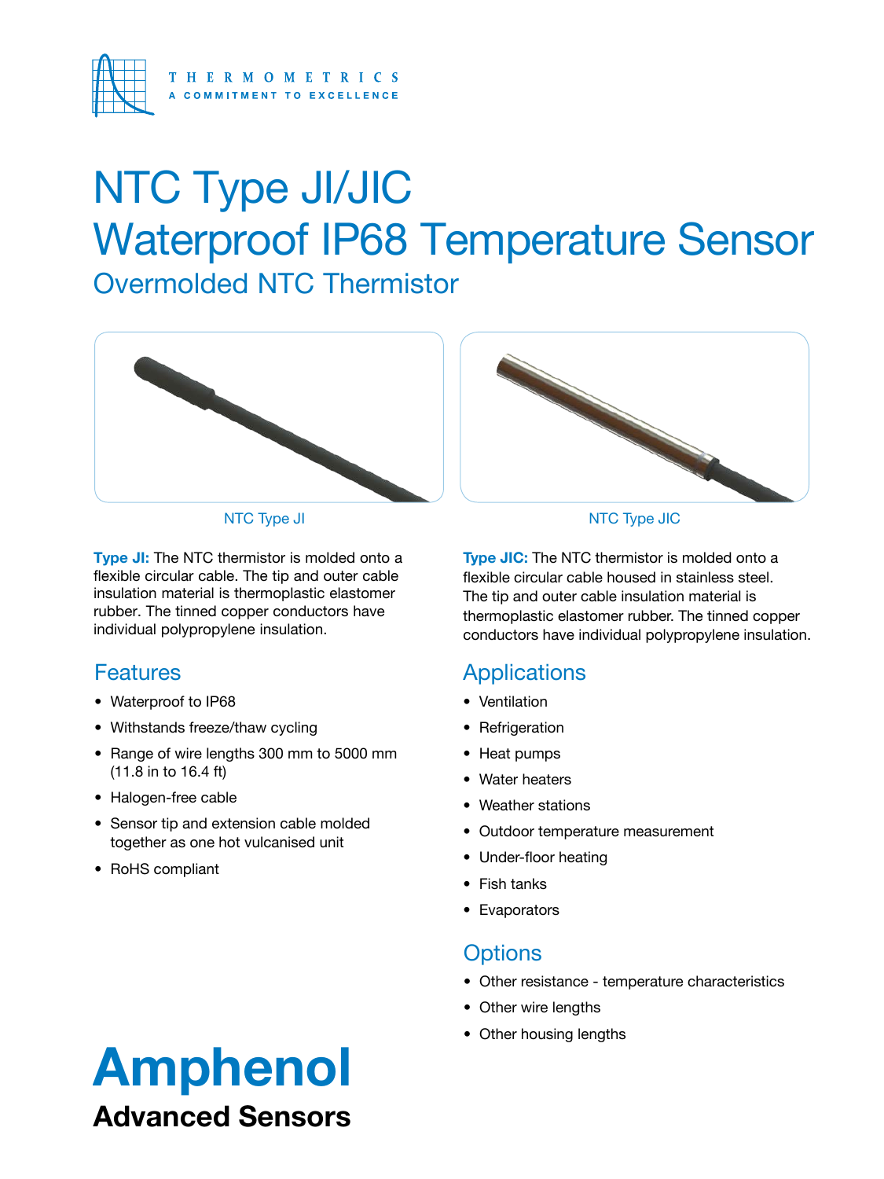THERMOMETRICS
A COMMITMENT TO EXCELLENCE

# NTC Type JI/JIC
# Waterproof IP68 Temperature Sensor
## Overmolded NTC Thermistor

NTC Type JI

NTC Type JIC

**Type JI:** The NTC thermistor is molded onto a flexible circular cable. The tip and outer cable insulation material is thermoplastic elastomer rubber. The tinned copper conductors have individual polypropylene insulation.

**Type JIC:** The NTC thermistor is molded onto a flexible circular cable housed in stainless steel. The tip and outer cable insulation material is thermoplastic elastomer rubber. The tinned copper conductors have individual polypropylene insulation.

## Features

- Waterproof to IP68
- Withstands freeze/thaw cycling
- Range of wire lengths 300 mm to 5000 mm (11.8 in to 16.4 ft)
- Halogen-free cable
- Sensor tip and extension cable molded together as one hot vulcanised unit
- RoHS compliant

## Applications

- Ventilation
- Refrigeration
- Heat pumps
- Water heaters
- Weather stations
- Outdoor temperature measurement
- Under-floor heating
- Fish tanks
- Evaporators

## Options

- Other resistance - temperature characteristics
- Other wire lengths
- Other housing lengths

**Amphenol**
**Advanced Sensors**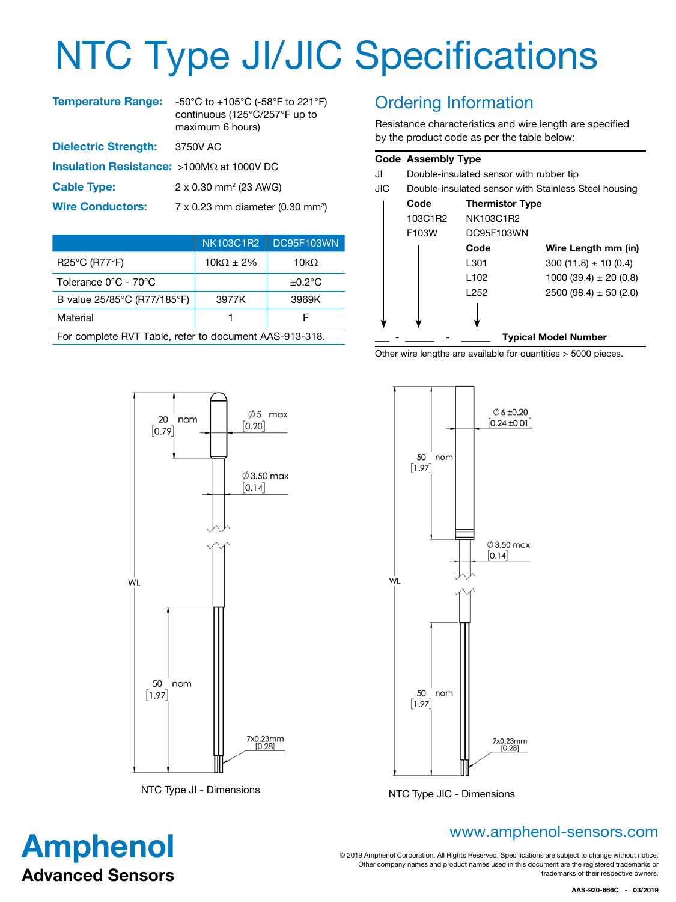# NTC Type JI/JIC Specifications

**Temperature Range:** -50°C to +105°C (-58°F to 221°F) continuous (125°C/257°F up to maximum 6 hours)

**Dielectric Strength:** 3750V AC

**Insulation Resistance:** >100MΩ at 1000V DC

**Cable Type:** 2 x 0.30 mm² (23 AWG)

**Wire Conductors:** 7 x 0.23 mm diameter (0.30 mm²)

| | NK103C1R2 | DC95F103WN |
|---|---|---|
| R25°C (R77°F) | 10kΩ ± 2% | 10kΩ |
| Tolerance 0°C - 70°C | | ±0.2°C |
| B value 25/85°C (R77/185°F) | 3977K | 3969K |
| Material | 1 | F |

For complete RVT Table, refer to document AAS-913-318.

## Ordering Information

Resistance characteristics and wire length are specified by the product code as per the table below:

| Code | Assembly Type |
|---|---|
| JI | Double-insulated sensor with rubber tip |
| JIC | Double-insulated sensor with Stainless Steel housing |

| Code | Thermistor Type |
|---|---|
| 103C1R2 | NK103C1R2 |
| F103W | DC95F103WN |

| Code | Wire Length mm (in) |
|---|---|
| L301 | 300 (11.8) ± 10 (0.4) |
| L102 | 1000 (39.4) ± 20 (0.8) |
| L252 | 2500 (98.4) ± 50 (2.0) |

__ - ____ - ____ **Typical Model Number**

Other wire lengths are available for quantities > 5000 pieces.

20 nom [0.79]
∅5 max [0.20]
∅3.50 max [0.14]
WL
50 nom [1.97]
7x0.23mm [0.28]

NTC Type JI - Dimensions

∅6 ±0.20 [0.24 ±0.01]
50 nom [1.97]
∅3.50 max [0.14]
WL
50 nom [1.97]
7x0.23mm [0.28]

NTC Type JIC - Dimensions

**Amphenol**
**Advanced Sensors**

www.amphenol-sensors.com

© 2019 Amphenol Corporation. All Rights Reserved. Specifications are subject to change without notice. Other company names and product names used in this document are the registered trademarks or trademarks of their respective owners.

AAS-920-666C - 03/2019